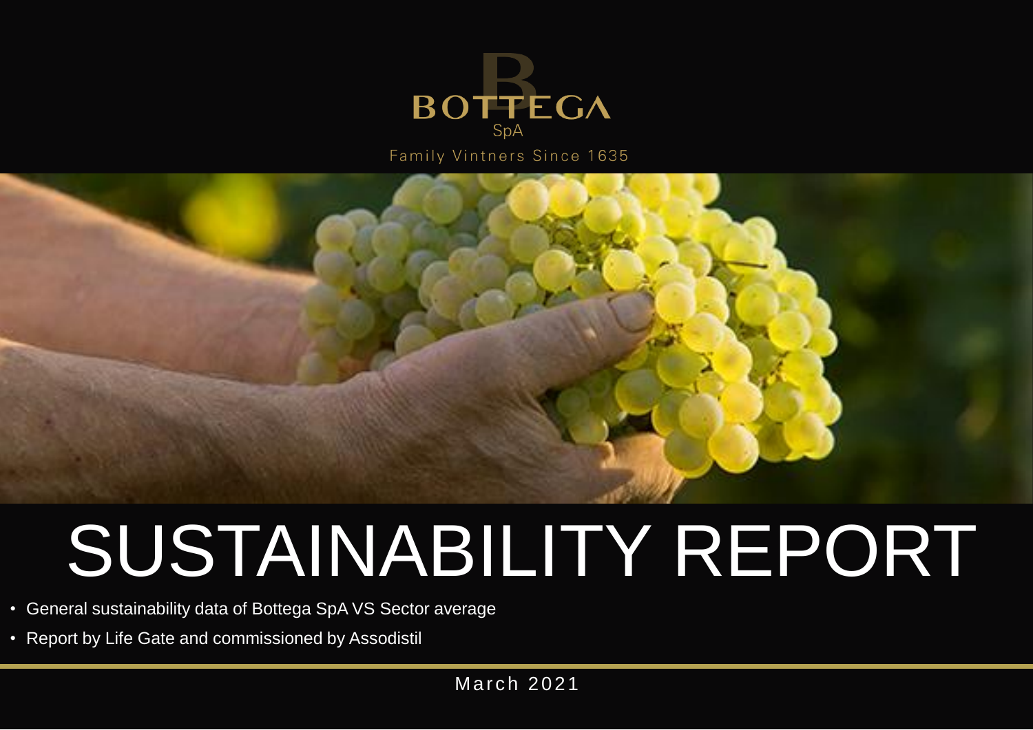BOTTEGA

SpA

Family Vintners Since 1635

# SUSTAINABILITY REPORT

- General sustainability data of Bottega SpA VS Sector average
- Report by Life Gate and commissioned by Assodistil

March 2021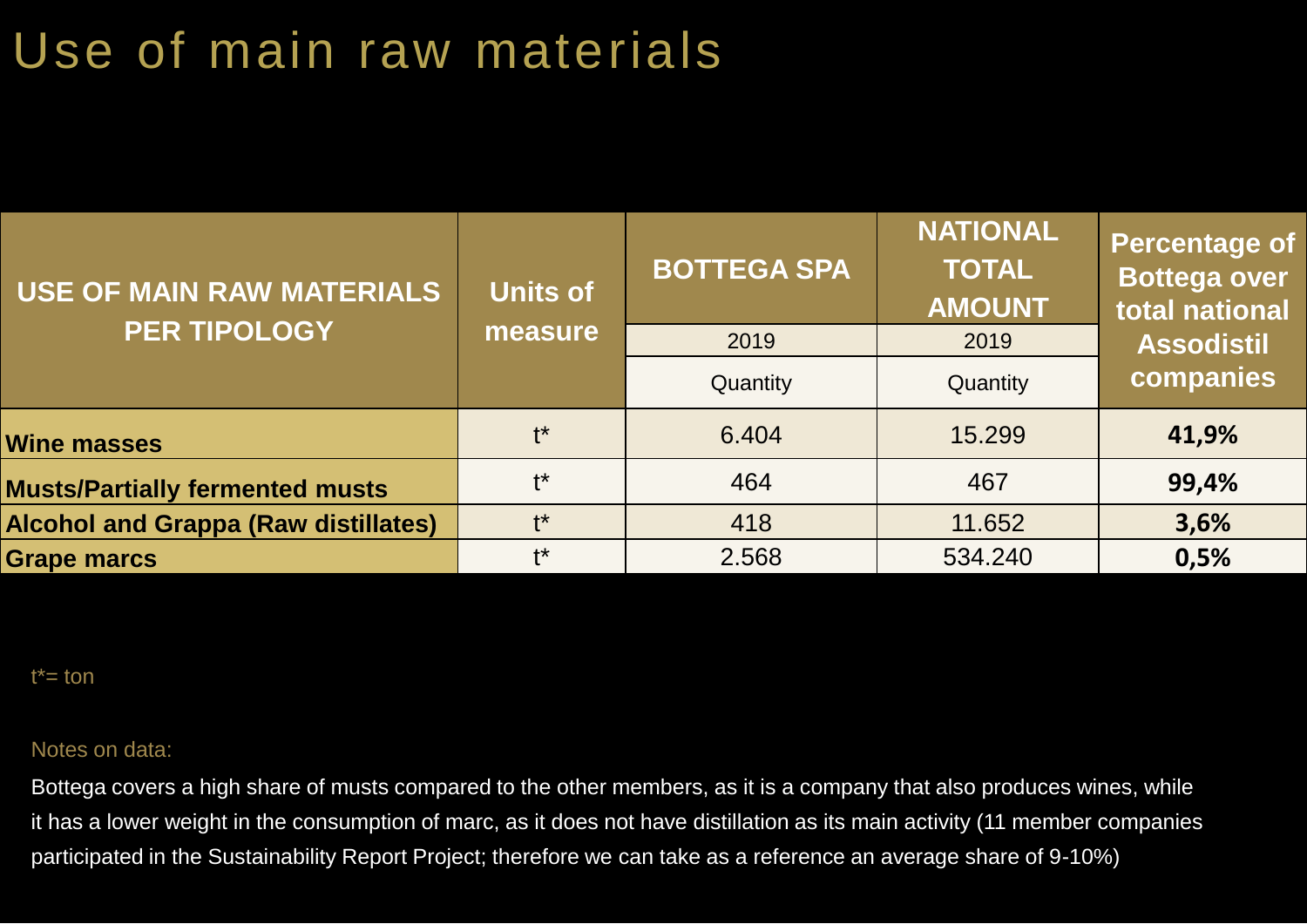# Use of main raw materials

| USE OF MAIN RAW MATERIALS PER TIPOLOGY | Units of measure | BOTTEGA SPA | NATIONAL TOTAL AMOUNT | Percentage of Bottega over total national Assodistil companies |
|---|---|---|---|---|
| | | 2019 | 2019 | |
| | | Quantity | Quantity | |
| **Wine masses** | t* | 6.404 | 15.299 | **41,9%** |
| **Musts/Partially fermented musts** | t* | 464 | 467 | **99,4%** |
| **Alcohol and Grappa (Raw distillates)** | t* | 418 | 11.652 | **3,6%** |
| **Grape marcs** | t* | 2.568 | 534.240 | **0,5%** |

t*= ton

Notes on data:

Bottega covers a high share of musts compared to the other members, as it is a company that also produces wines, while it has a lower weight in the consumption of marc, as it does not have distillation as its main activity (11 member companies participated in the Sustainability Report Project; therefore we can take as a reference an average share of 9-10%)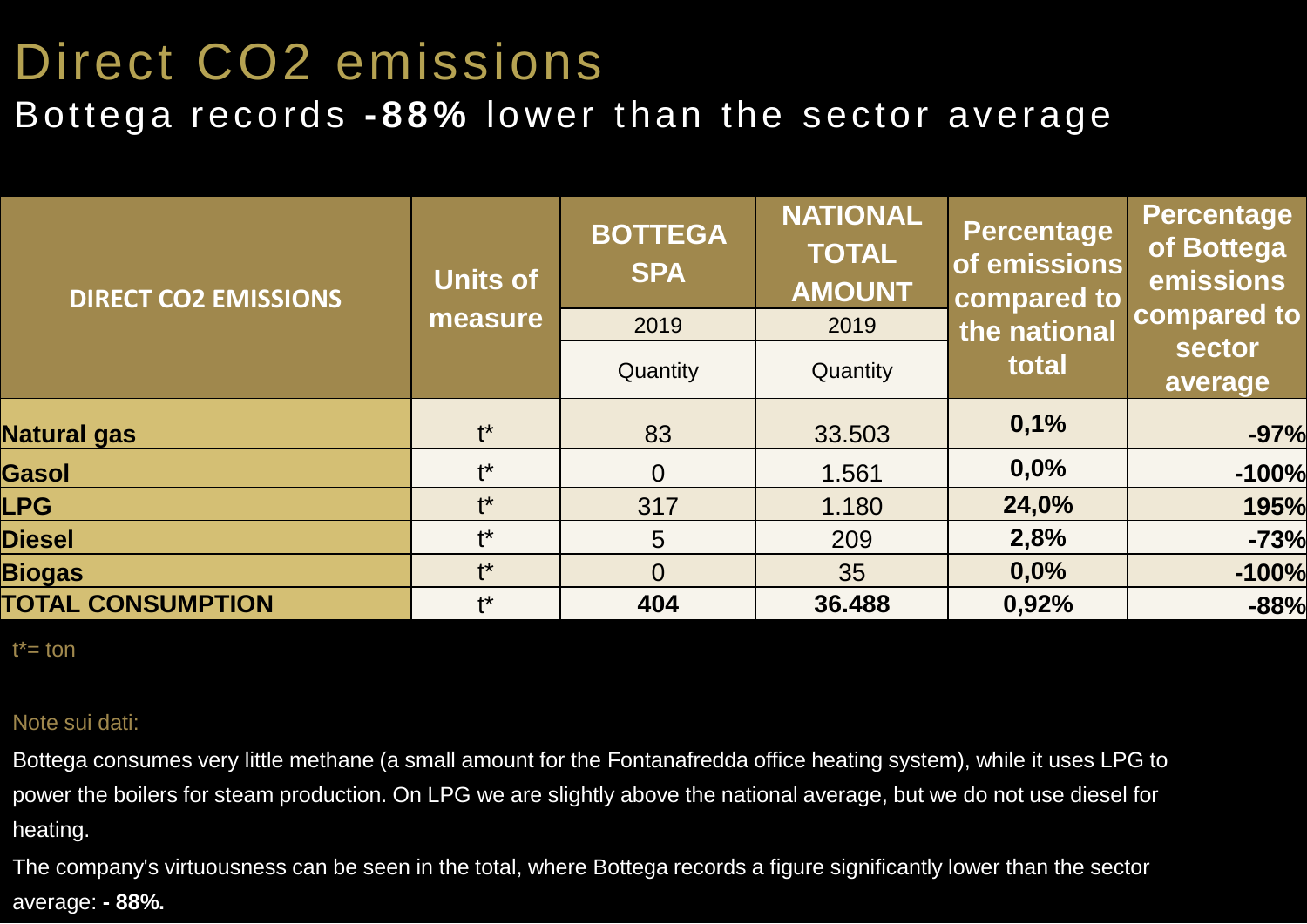# Direct $CO_2$ emissions

## Bottega records **-88%** lower than the sector average

| DIRECT CO2 EMISSIONS | Units of measure | BOTTEGA SPA | NATIONAL TOTAL AMOUNT | Percentage of emissions compared to the national total | Percentage of Bottega emissions compared to sector average |
|---|---|---|---|---|---|
| | | 2019 | 2019 | | |
| | | Quantity | Quantity | | |
| **Natural gas** | t* | 83 | 33.503 | **0,1%** | **-97%** |
| **Gasol** | t* | 0 | 1.561 | **0,0%** | **-100%** |
| **LPG** | t* | 317 | 1.180 | **24,0%** | **195%** |
| **Diesel** | t* | 5 | 209 | **2,8%** | **-73%** |
| **Biogas** | t* | 0 | 35 | **0,0%** | **-100%** |
| **TOTAL CONSUMPTION** | t* | **404** | **36.488** | **0,92%** | **-88%** |

t*= ton

Note sui dati:

Bottega consumes very little methane (a small amount for the Fontanafredda office heating system), while it uses LPG to power the boilers for steam production. On LPG we are slightly above the national average, but we do not use diesel for heating.

The company's virtuousness can be seen in the total, where Bottega records a figure significantly lower than the sector average: **- 88%.**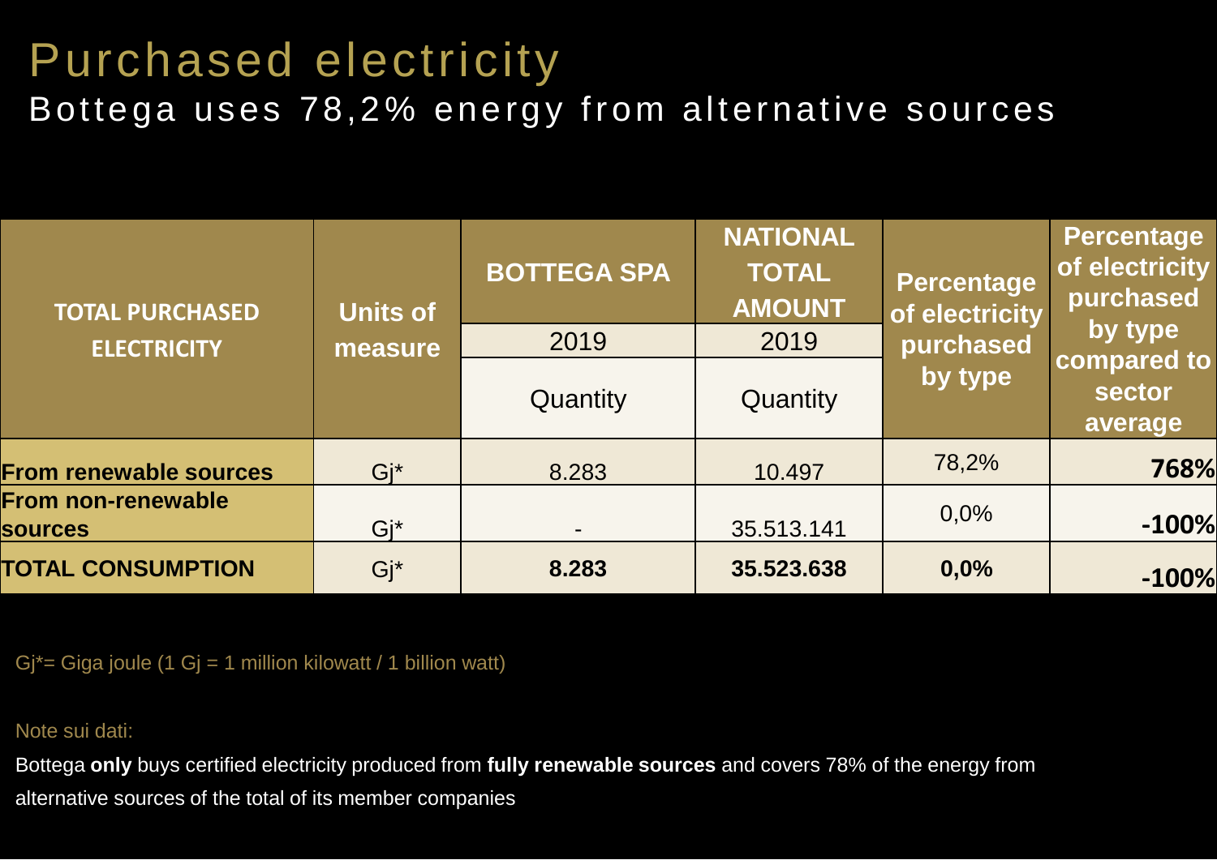# Purchased electricity

## Bottega uses 78,2% energy from alternative sources

| TOTAL PURCHASED ELECTRICITY | Units of measure | BOTTEGA SPA | NATIONAL TOTAL AMOUNT | Percentage of electricity purchased by type | Percentage of electricity purchased by type compared to sector average |
|---|---|---|---|---|---|
| | | 2019 | 2019 | | |
| | | Quantity | Quantity | | |
| **From renewable sources** | Gj* | 8.283 | 10.497 | 78,2% | **768%** |
| **From non-renewable sources** | Gj* | - | 35.513.141 | 0,0% | **-100%** |
| **TOTAL CONSUMPTION** | Gj* | **8.283** | **35.523.638** | **0,0%** | **-100%** |

Gj*= Giga joule (1 Gj = 1 million kilowatt / 1 billion watt)

Note sui dati:

Bottega **only** buys certified electricity produced from **fully renewable sources** and covers 78% of the energy from alternative sources of the total of its member companies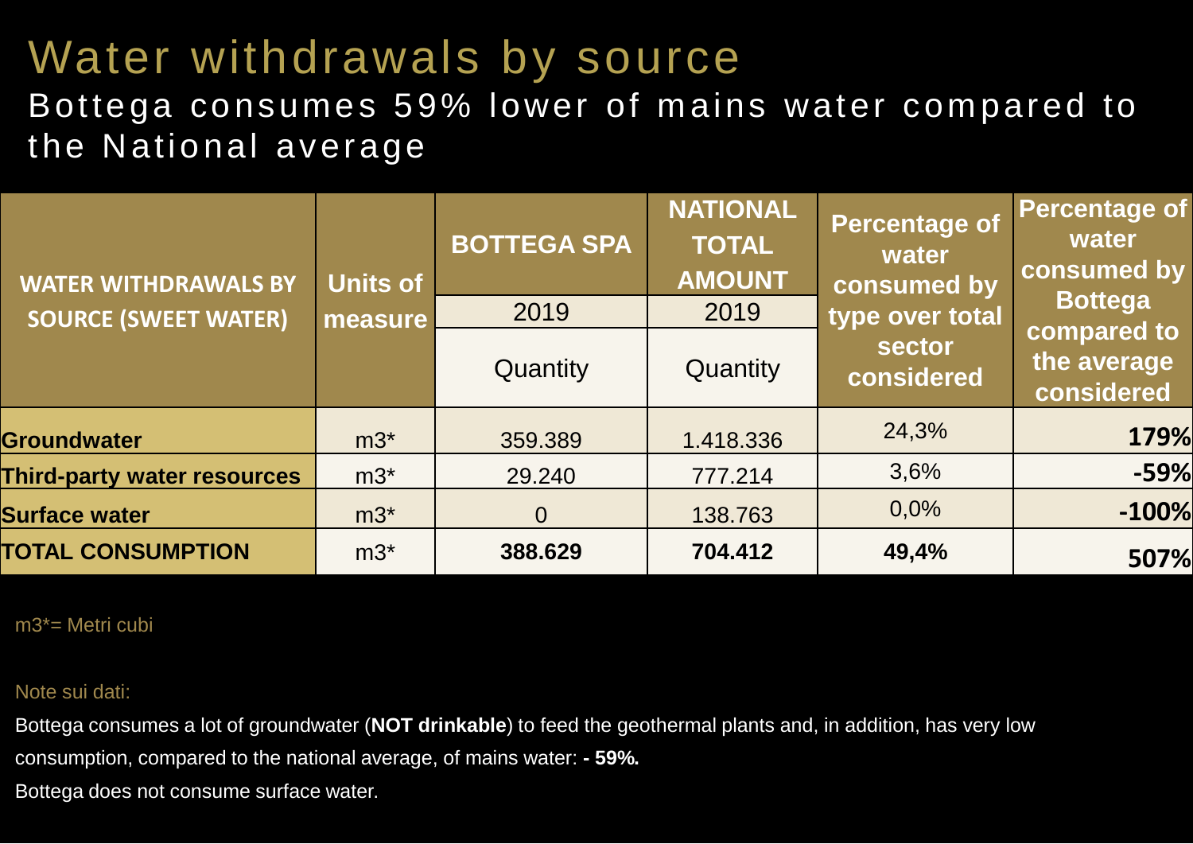# Water withdrawals by source

## Bottega consumes 59% lower of mains water compared to the National average

| WATER WITHDRAWALS BY SOURCE (SWEET WATER) | Units of measure | BOTTEGA SPA | NATIONAL TOTAL AMOUNT | Percentage of water consumed by type over total sector considered | Percentage of water consumed by Bottega compared to the average considered |
|---|---|---|---|---|---|
| | | 2019 | 2019 | | |
| | | Quantity | Quantity | | |
| **Groundwater** | m3* | 359.389 | 1.418.336 | 24,3% | **179%** |
| **Third-party water resources** | m3* | 29.240 | 777.214 | 3,6% | **-59%** |
| **Surface water** | m3* | 0 | 138.763 | 0,0% | **-100%** |
| **TOTAL CONSUMPTION** | m3* | **388.629** | **704.412** | **49,4%** | **507%** |

m3*= Metri cubi

Note sui dati:

Bottega consumes a lot of groundwater (**NOT drinkable**) to feed the geothermal plants and, in addition, has very low consumption, compared to the national average, of mains water: **- 59%.**

Bottega does not consume surface water.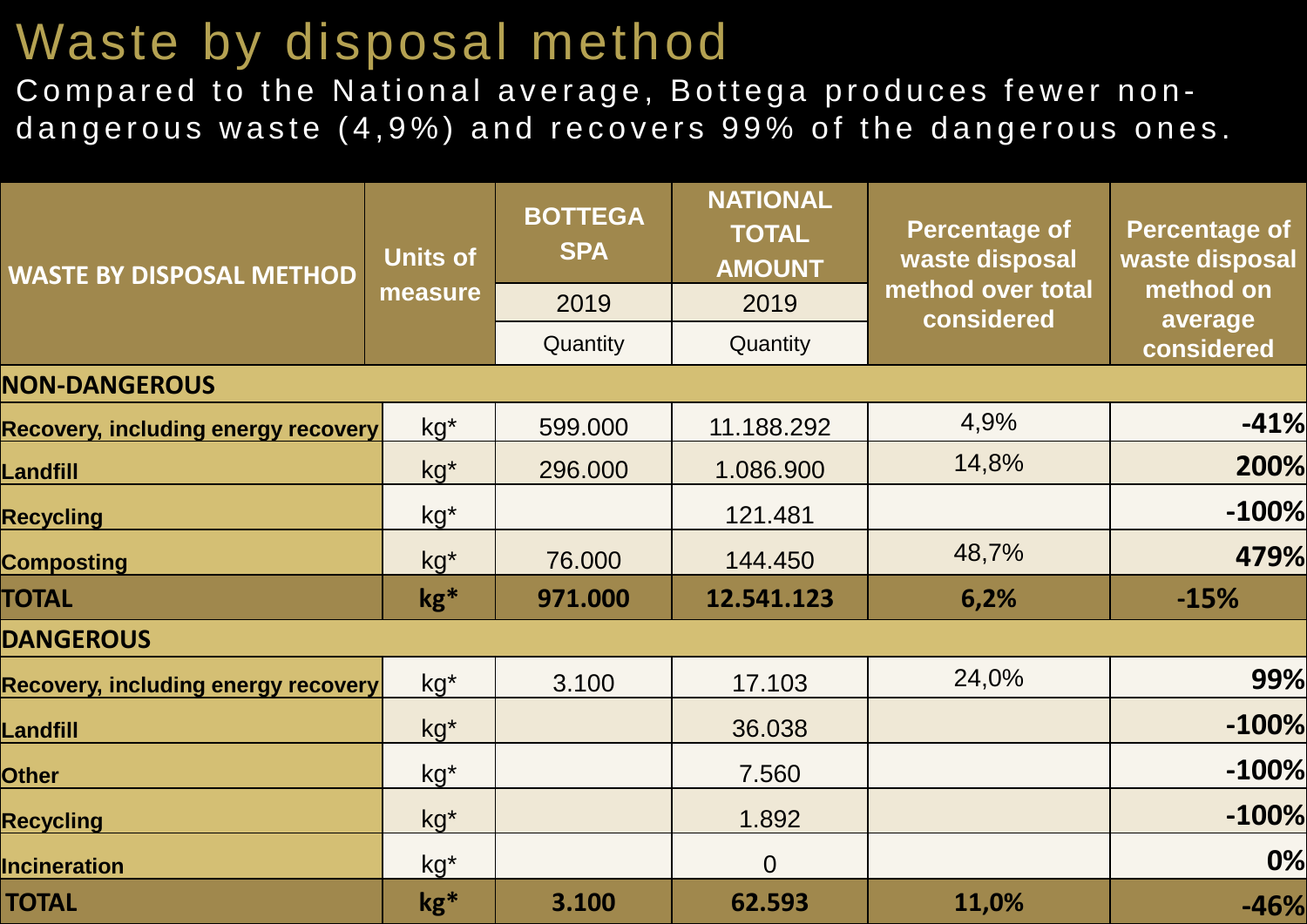# Waste by disposal method

Compared to the National average, Bottega produces fewer non-dangerous waste (4,9%) and recovers 99% of the dangerous ones.

| WASTE BY DISPOSAL METHOD | Units of measure | BOTTEGA SPA | NATIONAL TOTAL AMOUNT | Percentage of waste disposal method over total considered | Percentage of waste disposal method on average considered |
|---|---|---|---|---|---|
| | | 2019 | 2019 | | |
| | | Quantity | Quantity | | |
| **NON-DANGEROUS** | | | | | |
| **Recovery, including energy recovery** | kg* | 599.000 | 11.188.292 | 4,9% | **-41%** |
| **Landfill** | kg* | 296.000 | 1.086.900 | 14,8% | **200%** |
| **Recycling** | kg* | | 121.481 | | **-100%** |
| **Composting** | kg* | 76.000 | 144.450 | 48,7% | **479%** |
| **TOTAL** | **kg*** | **971.000** | **12.541.123** | **6,2%** | **-15%** |
| **DANGEROUS** | | | | | |
| **Recovery, including energy recovery** | kg* | 3.100 | 17.103 | 24,0% | **99%** |
| **Landfill** | kg* | | 36.038 | | **-100%** |
| **Other** | kg* | | 7.560 | | **-100%** |
| **Recycling** | kg* | | 1.892 | | **-100%** |
| **Incineration** | kg* | | 0 | | **0%** |
| **TOTAL** | **kg*** | **3.100** | **62.593** | **11,0%** | **-46%** |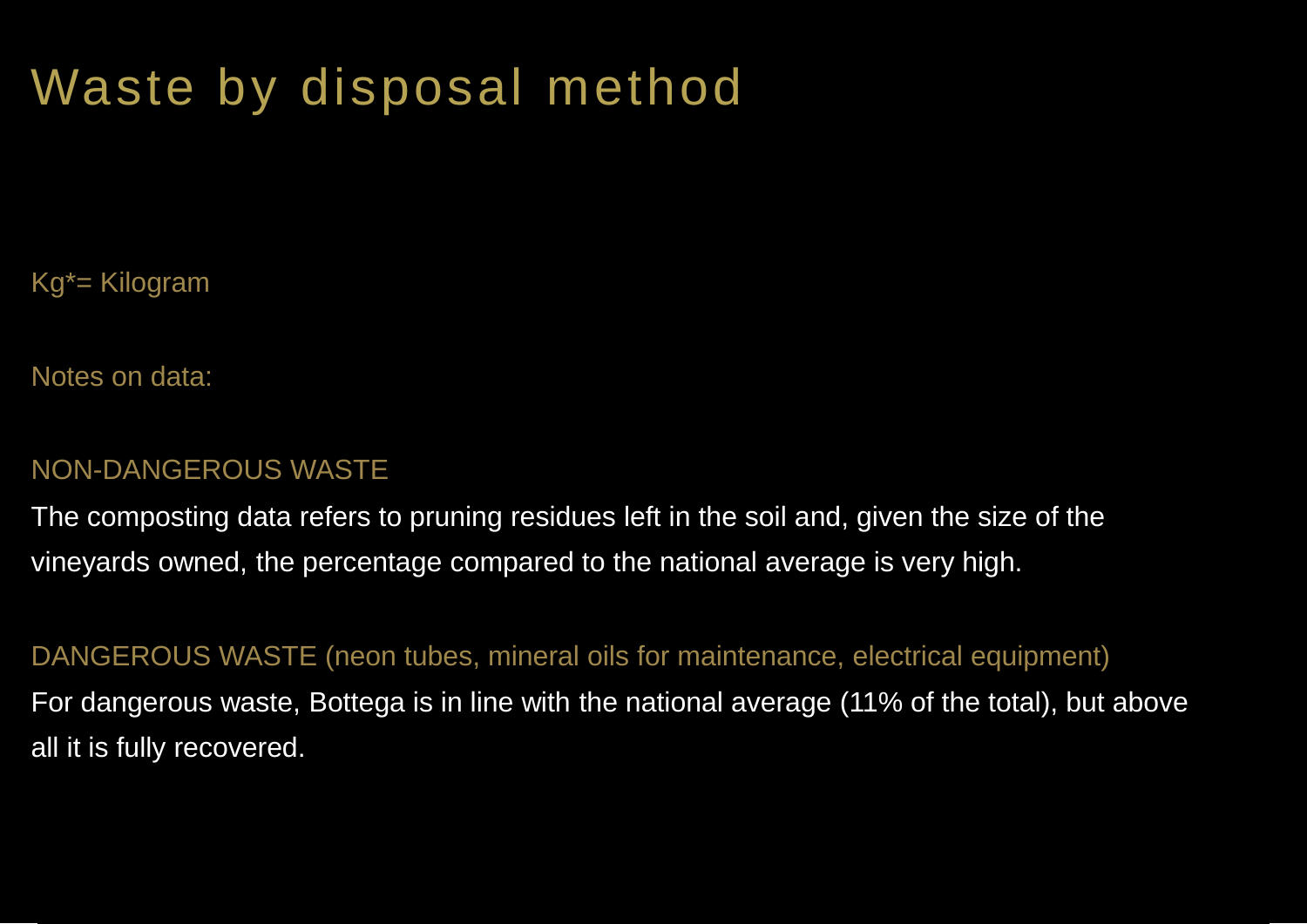# Waste by disposal method

Kg*= Kilogram

Notes on data:

NON-DANGEROUS WASTE

The composting data refers to pruning residues left in the soil and, given the size of the vineyards owned, the percentage compared to the national average is very high.

DANGEROUS WASTE (neon tubes, mineral oils for maintenance, electrical equipment)

For dangerous waste, Bottega is in line with the national average (11% of the total), but above all it is fully recovered.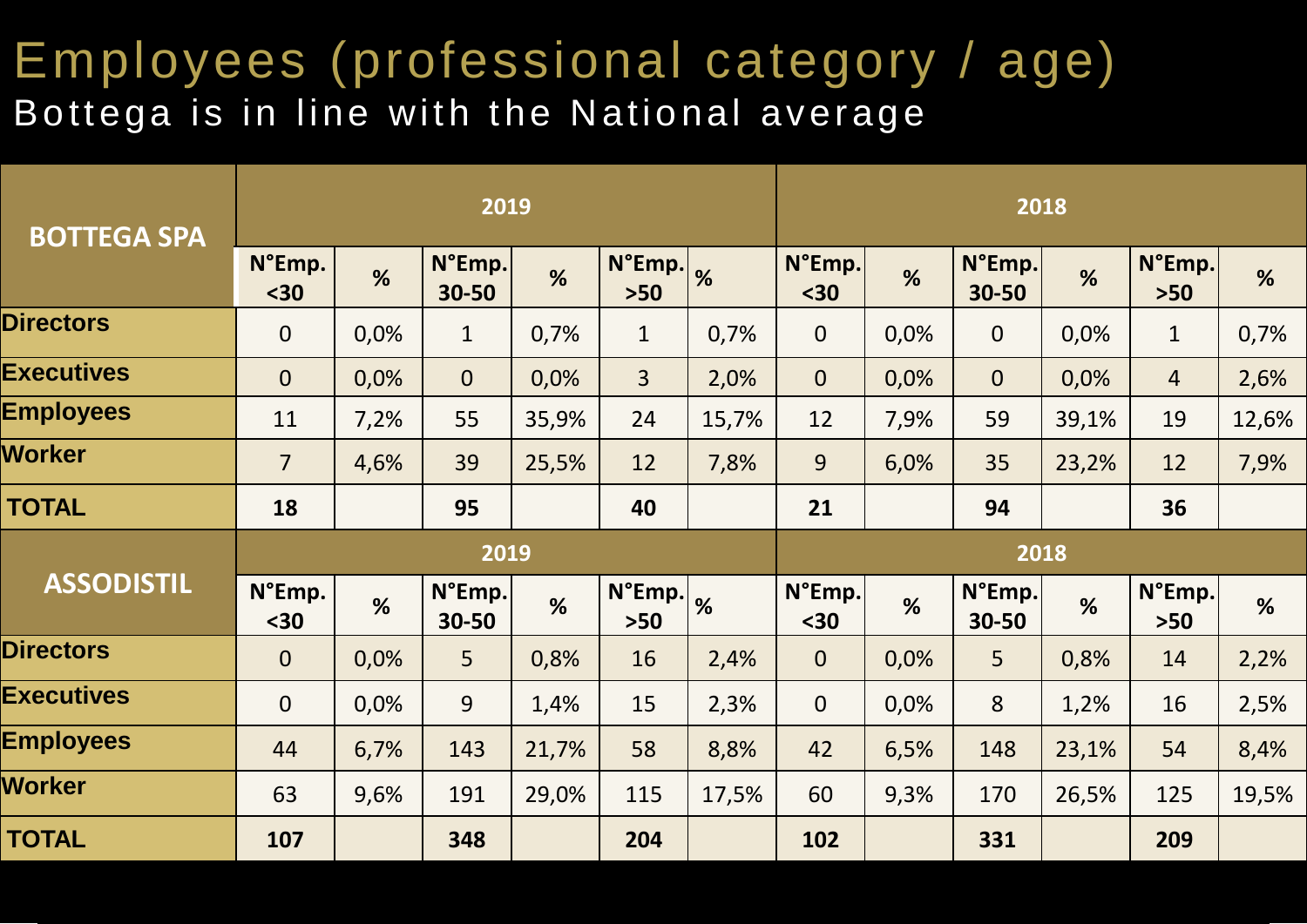# Employees (professional category / age)

## Bottega is in line with the National average

| BOTTEGA SPA | 2019 | | | | | | 2018 | | | | | |
|---|---|---|---|---|---|---|---|---|---|---|---|---|
| | N°Emp. <30 | % | N°Emp. 30-50 | % | N°Emp. >50 | % | N°Emp. <30 | % | N°Emp. 30-50 | % | N°Emp. >50 | % |
| Directors | 0 | 0,0% | 1 | 0,7% | 1 | 0,7% | 0 | 0,0% | 0 | 0,0% | 1 | 0,7% |
| Executives | 0 | 0,0% | 0 | 0,0% | 3 | 2,0% | 0 | 0,0% | 0 | 0,0% | 4 | 2,6% |
| Employees | 11 | 7,2% | 55 | 35,9% | 24 | 15,7% | 12 | 7,9% | 59 | 39,1% | 19 | 12,6% |
| Worker | 7 | 4,6% | 39 | 25,5% | 12 | 7,8% | 9 | 6,0% | 35 | 23,2% | 12 | 7,9% |
| **TOTAL** | **18** | | **95** | | **40** | | **21** | | **94** | | **36** | |

| ASSODISTIL | 2019 | | | | | | 2018 | | | | | |
|---|---|---|---|---|---|---|---|---|---|---|---|---|
| | N°Emp. <30 | % | N°Emp. 30-50 | % | N°Emp. >50 | % | N°Emp. <30 | % | N°Emp. 30-50 | % | N°Emp. >50 | % |
| Directors | 0 | 0,0% | 5 | 0,8% | 16 | 2,4% | 0 | 0,0% | 5 | 0,8% | 14 | 2,2% |
| Executives | 0 | 0,0% | 9 | 1,4% | 15 | 2,3% | 0 | 0,0% | 8 | 1,2% | 16 | 2,5% |
| Employees | 44 | 6,7% | 143 | 21,7% | 58 | 8,8% | 42 | 6,5% | 148 | 23,1% | 54 | 8,4% |
| Worker | 63 | 9,6% | 191 | 29,0% | 115 | 17,5% | 60 | 9,3% | 170 | 26,5% | 125 | 19,5% |
| **TOTAL** | **107** | | **348** | | **204** | | **102** | | **331** | | **209** | |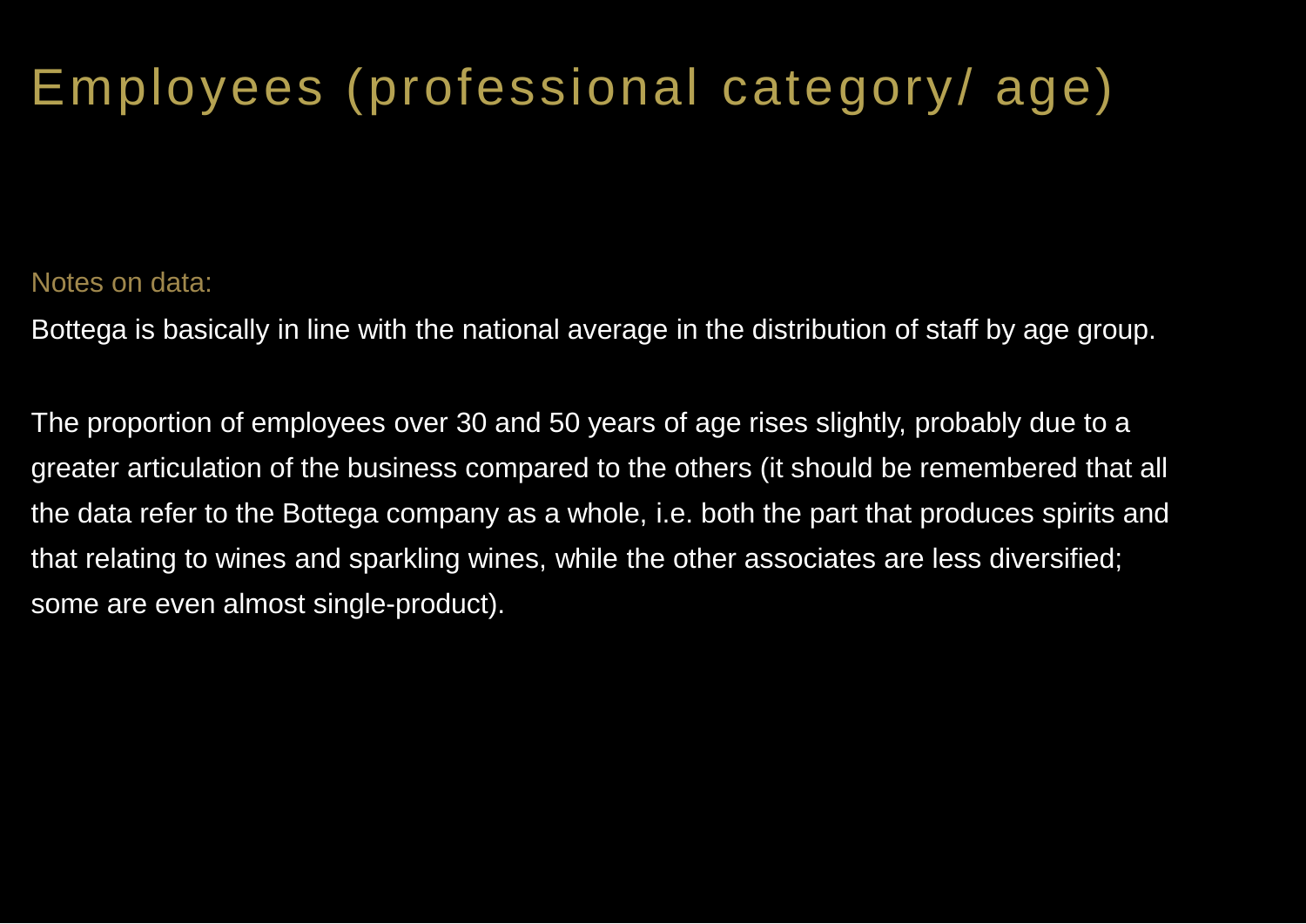# Employees (professional category/ age)

Notes on data:

Bottega is basically in line with the national average in the distribution of staff by age group.

The proportion of employees over 30 and 50 years of age rises slightly, probably due to a greater articulation of the business compared to the others (it should be remembered that all the data refer to the Bottega company as a whole, i.e. both the part that produces spirits and that relating to wines and sparkling wines, while the other associates are less diversified; some are even almost single-product).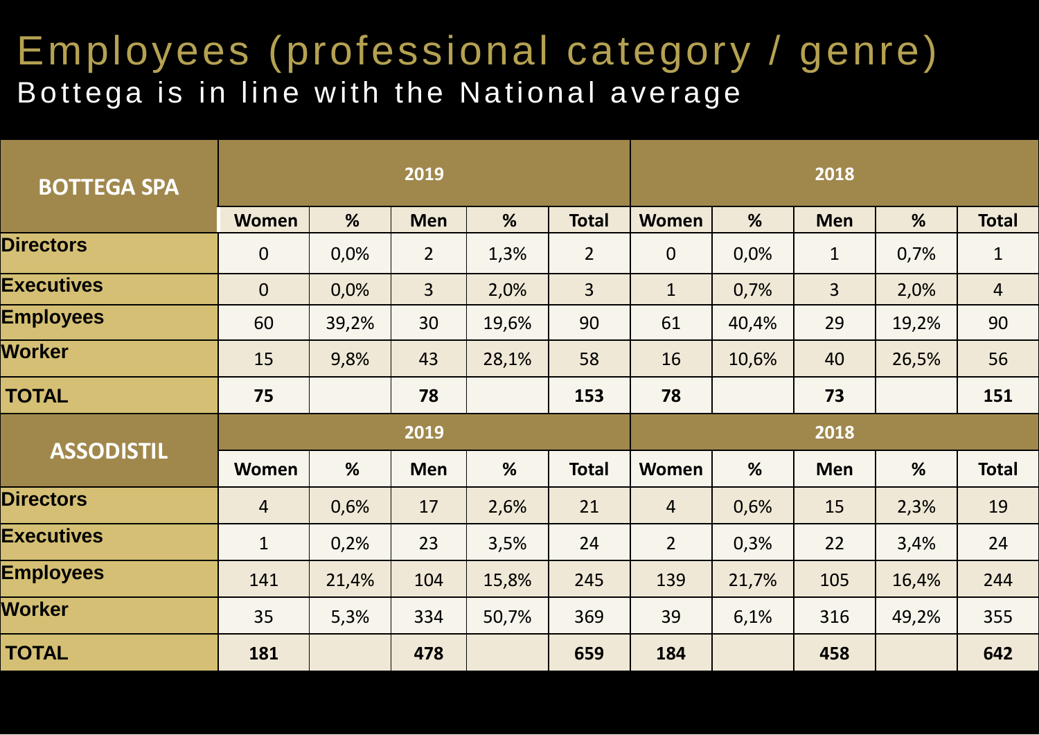# Employees (professional category / genre)

## Bottega is in line with the National average

| BOTTEGA SPA | 2019 | | | | | 2018 | | | | |
|---|---|---|---|---|---|---|---|---|---|---|
| | Women | % | Men | % | Total | Women | % | Men | % | Total |
| Directors | 0 | 0,0% | 2 | 1,3% | 2 | 0 | 0,0% | 1 | 0,7% | 1 |
| Executives | 0 | 0,0% | 3 | 2,0% | 3 | 1 | 0,7% | 3 | 2,0% | 4 |
| Employees | 60 | 39,2% | 30 | 19,6% | 90 | 61 | 40,4% | 29 | 19,2% | 90 |
| Worker | 15 | 9,8% | 43 | 28,1% | 58 | 16 | 10,6% | 40 | 26,5% | 56 |
| **TOTAL** | **75** | | **78** | | **153** | **78** | | **73** | | **151** |

| ASSODISTIL | 2019 | | | | | 2018 | | | | |
|---|---|---|---|---|---|---|---|---|---|---|
| | Women | % | Men | % | Total | Women | % | Men | % | Total |
| Directors | 4 | 0,6% | 17 | 2,6% | 21 | 4 | 0,6% | 15 | 2,3% | 19 |
| Executives | 1 | 0,2% | 23 | 3,5% | 24 | 2 | 0,3% | 22 | 3,4% | 24 |
| Employees | 141 | 21,4% | 104 | 15,8% | 245 | 139 | 21,7% | 105 | 16,4% | 244 |
| Worker | 35 | 5,3% | 334 | 50,7% | 369 | 39 | 6,1% | 316 | 49,2% | 355 |
| **TOTAL** | **181** | | **478** | | **659** | **184** | | **458** | | **642** |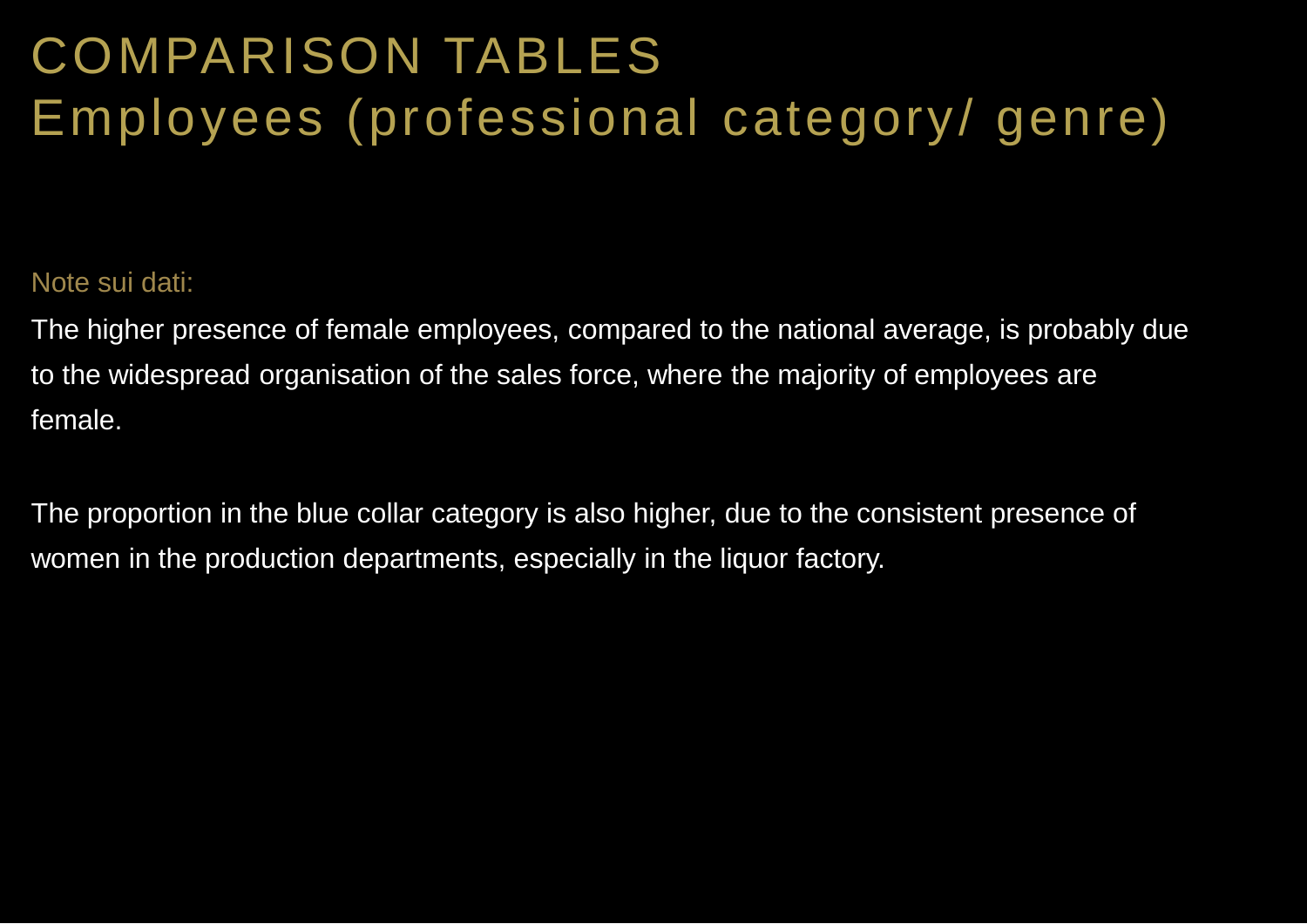# COMPARISON TABLES
# Employees (professional category/ genre)

Note sui dati:

The higher presence of female employees, compared to the national average, is probably due to the widespread organisation of the sales force, where the majority of employees are female.

The proportion in the blue collar category is also higher, due to the consistent presence of women in the production departments, especially in the liquor factory.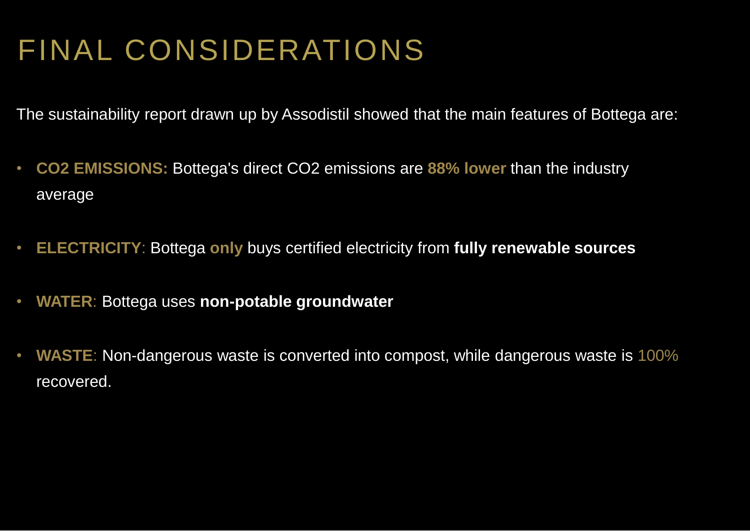# FINAL CONSIDERATIONS

The sustainability report drawn up by Assodistil showed that the main features of Bottega are:

- **CO2 EMISSIONS:** Bottega's direct CO2 emissions are **88% lower** than the industry average
- **ELECTRICITY**: Bottega **only** buys certified electricity from **fully renewable sources**
- **WATER**: Bottega uses **non-potable groundwater**
- **WASTE**: Non-dangerous waste is converted into compost, while dangerous waste is 100% recovered.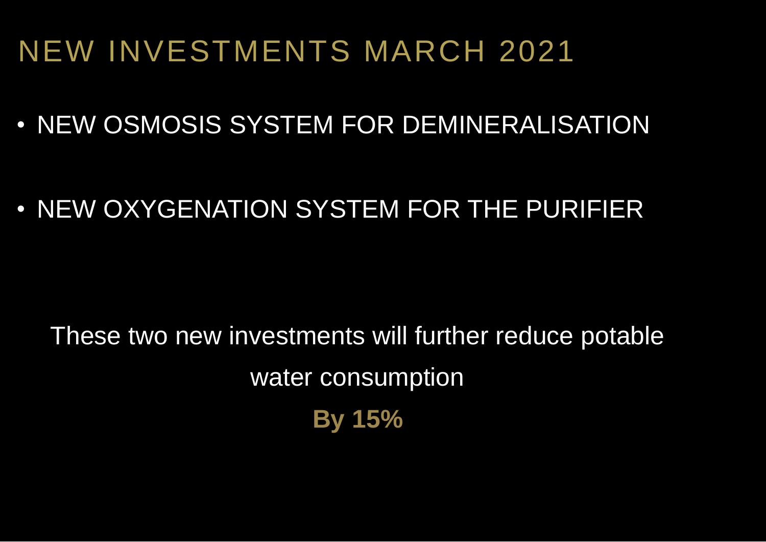# NEW INVESTMENTS MARCH 2021

- NEW OSMOSIS SYSTEM FOR DEMINERALISATION
- NEW OXYGENATION SYSTEM FOR THE PURIFIER

These two new investments will further reduce potable water consumption

**By 15%**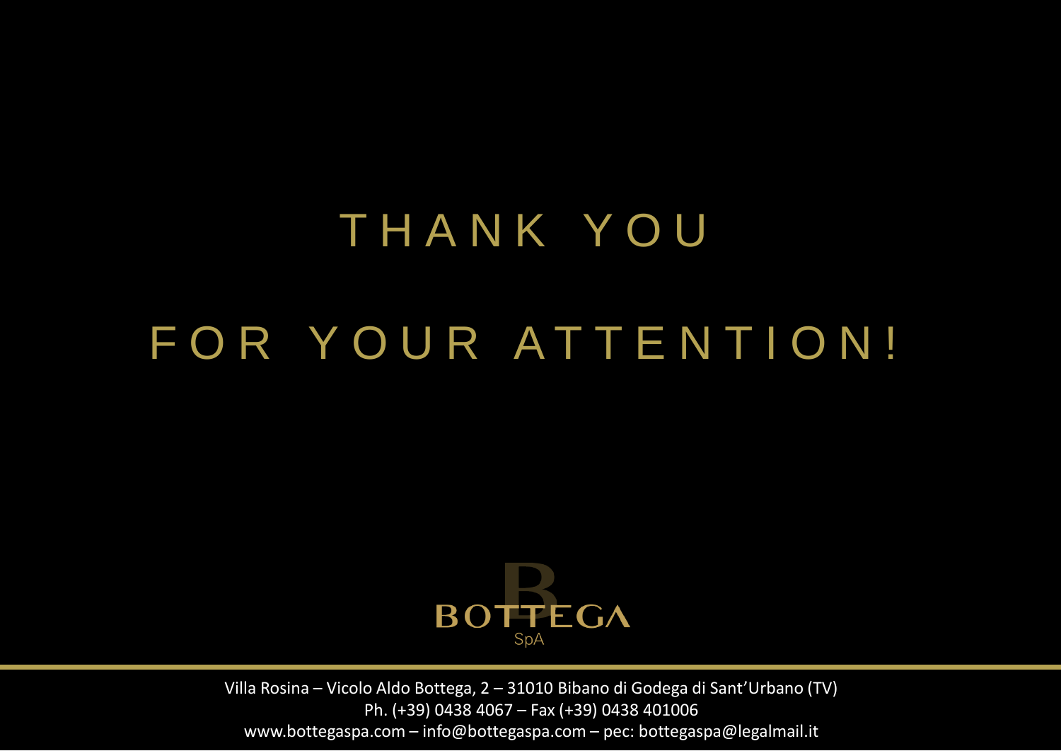# THANK YOU

# FOR YOUR ATTENTION!

BOTTEGA
SpA

Villa Rosina – Vicolo Aldo Bottega, 2 – 31010 Bibano di Godega di Sant'Urbano (TV)
Ph. (+39) 0438 4067 – Fax (+39) 0438 401006
www.bottegaspa.com – info@bottegaspa.com – pec: bottegaspa@legalmail.it